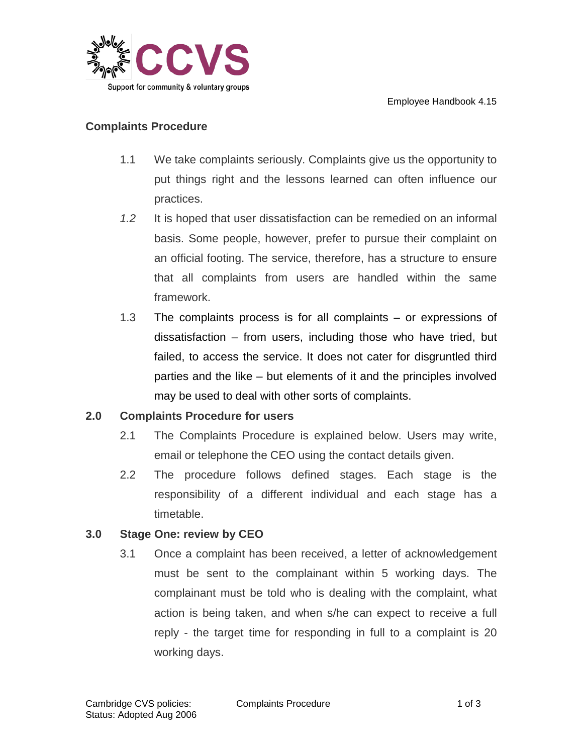CCVS

Support for community & voluntary groups

Employee Handbook 4.15

## Complaints Procedure

1.1 We take complaints seriously. Complaints give us the opportunity to put things right and the lessons learned can often influence our practices.

*1.2* It is hoped that user dissatisfaction can be remedied on an informal basis. Some people, however, prefer to pursue their complaint on an official footing. The service, therefore, has a structure to ensure that all complaints from users are handled within the same framework.

1.3 The complaints process is for all complaints – or expressions of dissatisfaction – from users, including those who have tried, but failed, to access the service. It does not cater for disgruntled third parties and the like – but elements of it and the principles involved may be used to deal with other sorts of complaints.

### 2.0 Complaints Procedure for users

2.1 The Complaints Procedure is explained below. Users may write, email or telephone the CEO using the contact details given.

2.2 The procedure follows defined stages. Each stage is the responsibility of a different individual and each stage has a timetable.

### 3.0 Stage One: review by CEO

3.1 Once a complaint has been received, a letter of acknowledgement must be sent to the complainant within 5 working days. The complainant must be told who is dealing with the complaint, what action is being taken, and when s/he can expect to receive a full reply - the target time for responding in full to a complaint is 20 working days.

Cambridge CVS policies: Complaints Procedure
Status: Adopted Aug 2006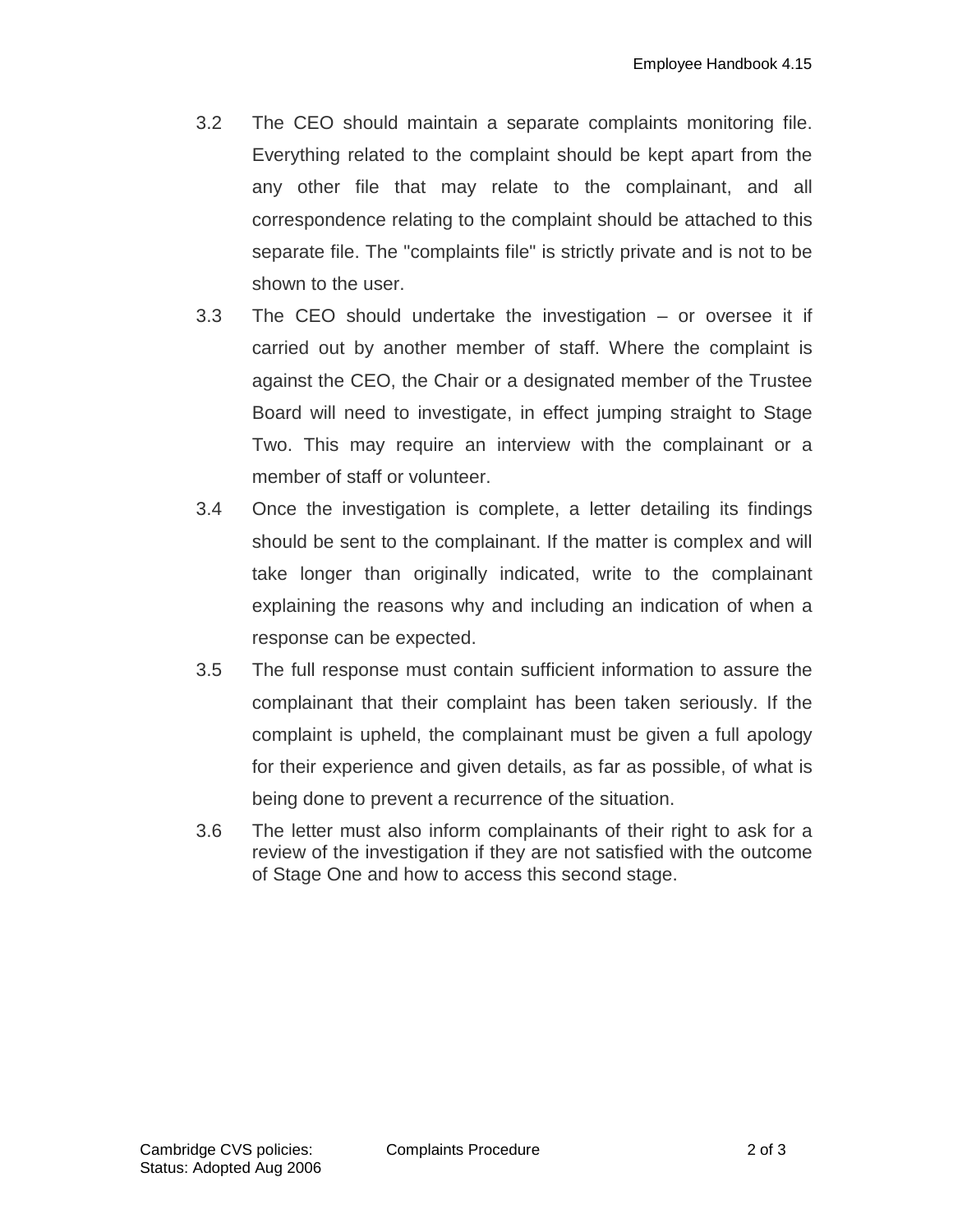3.2 The CEO should maintain a separate complaints monitoring file. Everything related to the complaint should be kept apart from the any other file that may relate to the complainant, and all correspondence relating to the complaint should be attached to this separate file. The "complaints file" is strictly private and is not to be shown to the user.

3.3 The CEO should undertake the investigation – or oversee it if carried out by another member of staff. Where the complaint is against the CEO, the Chair or a designated member of the Trustee Board will need to investigate, in effect jumping straight to Stage Two. This may require an interview with the complainant or a member of staff or volunteer.

3.4 Once the investigation is complete, a letter detailing its findings should be sent to the complainant. If the matter is complex and will take longer than originally indicated, write to the complainant explaining the reasons why and including an indication of when a response can be expected.

3.5 The full response must contain sufficient information to assure the complainant that their complaint has been taken seriously. If the complaint is upheld, the complainant must be given a full apology for their experience and given details, as far as possible, of what is being done to prevent a recurrence of the situation.

3.6 The letter must also inform complainants of their right to ask for a review of the investigation if they are not satisfied with the outcome of Stage One and how to access this second stage.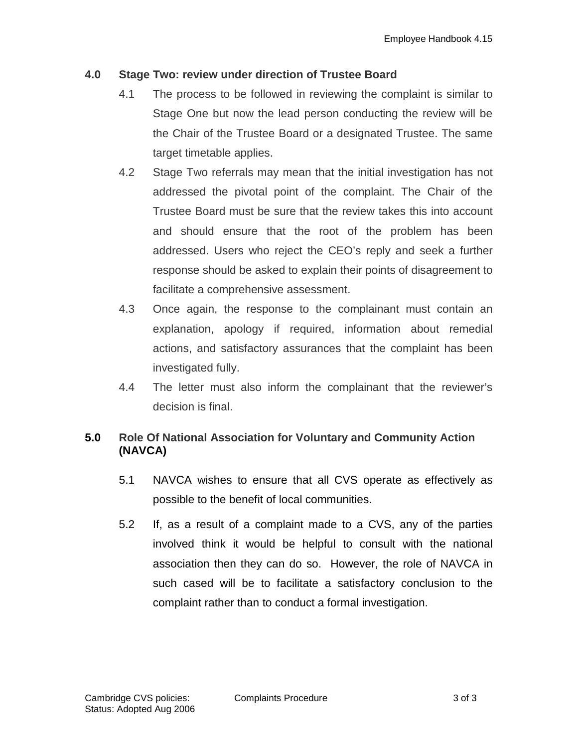## 4.0 Stage Two: review under direction of Trustee Board

4.1 The process to be followed in reviewing the complaint is similar to Stage One but now the lead person conducting the review will be the Chair of the Trustee Board or a designated Trustee. The same target timetable applies.

4.2 Stage Two referrals may mean that the initial investigation has not addressed the pivotal point of the complaint. The Chair of the Trustee Board must be sure that the review takes this into account and should ensure that the root of the problem has been addressed. Users who reject the CEO's reply and seek a further response should be asked to explain their points of disagreement to facilitate a comprehensive assessment.

4.3 Once again, the response to the complainant must contain an explanation, apology if required, information about remedial actions, and satisfactory assurances that the complaint has been investigated fully.

4.4 The letter must also inform the complainant that the reviewer's decision is final.

## 5.0 Role Of National Association for Voluntary and Community Action (NAVCA)

5.1 NAVCA wishes to ensure that all CVS operate as effectively as possible to the benefit of local communities.

5.2 If, as a result of a complaint made to a CVS, any of the parties involved think it would be helpful to consult with the national association then they can do so. However, the role of NAVCA in such cased will be to facilitate a satisfactory conclusion to the complaint rather than to conduct a formal investigation.